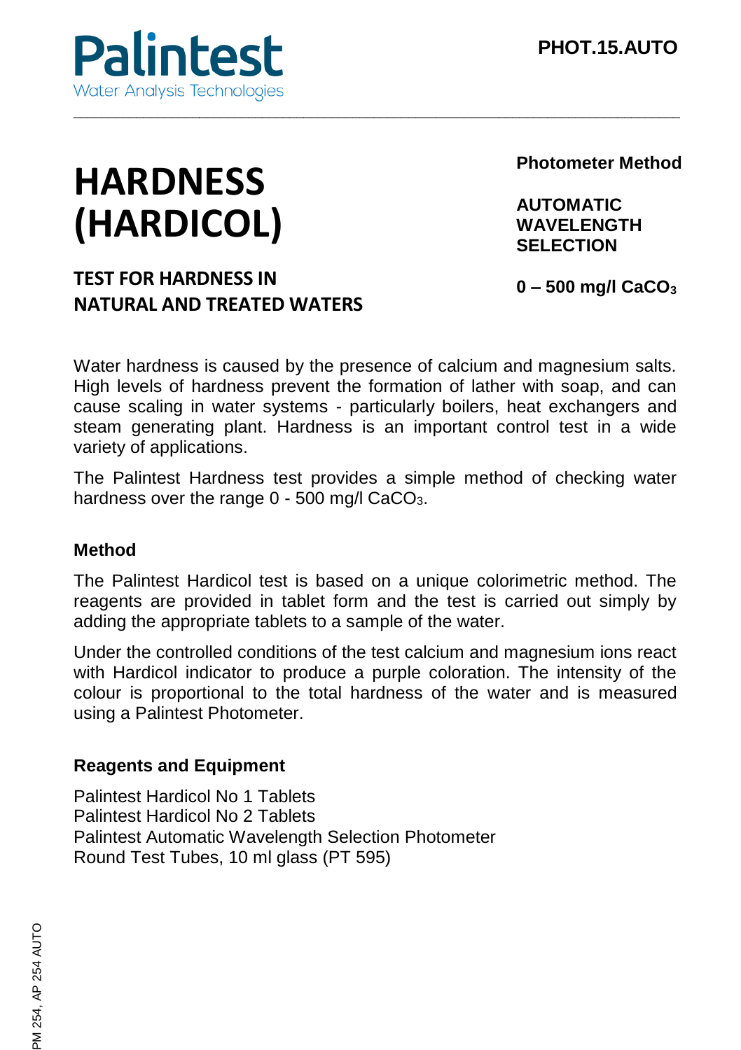Palintest
Water Analysis Technologies

PHOT.15.AUTO

# HARDNESS (HARDICOL)

## TEST FOR HARDNESS IN NATURAL AND TREATED WATERS

**Photometer Method**

**AUTOMATIC WAVELENGTH SELECTION**

**0 – 500 mg/l $CaCO_3$**

Water hardness is caused by the presence of calcium and magnesium salts. High levels of hardness prevent the formation of lather with soap, and can cause scaling in water systems - particularly boilers, heat exchangers and steam generating plant. Hardness is an important control test in a wide variety of applications.

The Palintest Hardness test provides a simple method of checking water hardness over the range 0 - 500 mg/l $CaCO_3$.

### Method

The Palintest Hardicol test is based on a unique colorimetric method. The reagents are provided in tablet form and the test is carried out simply by adding the appropriate tablets to a sample of the water.

Under the controlled conditions of the test calcium and magnesium ions react with Hardicol indicator to produce a purple coloration. The intensity of the colour is proportional to the total hardness of the water and is measured using a Palintest Photometer.

### Reagents and Equipment

Palintest Hardicol No 1 Tablets
Palintest Hardicol No 2 Tablets
Palintest Automatic Wavelength Selection Photometer
Round Test Tubes, 10 ml glass (PT 595)

PM 254, AP 254 AUTO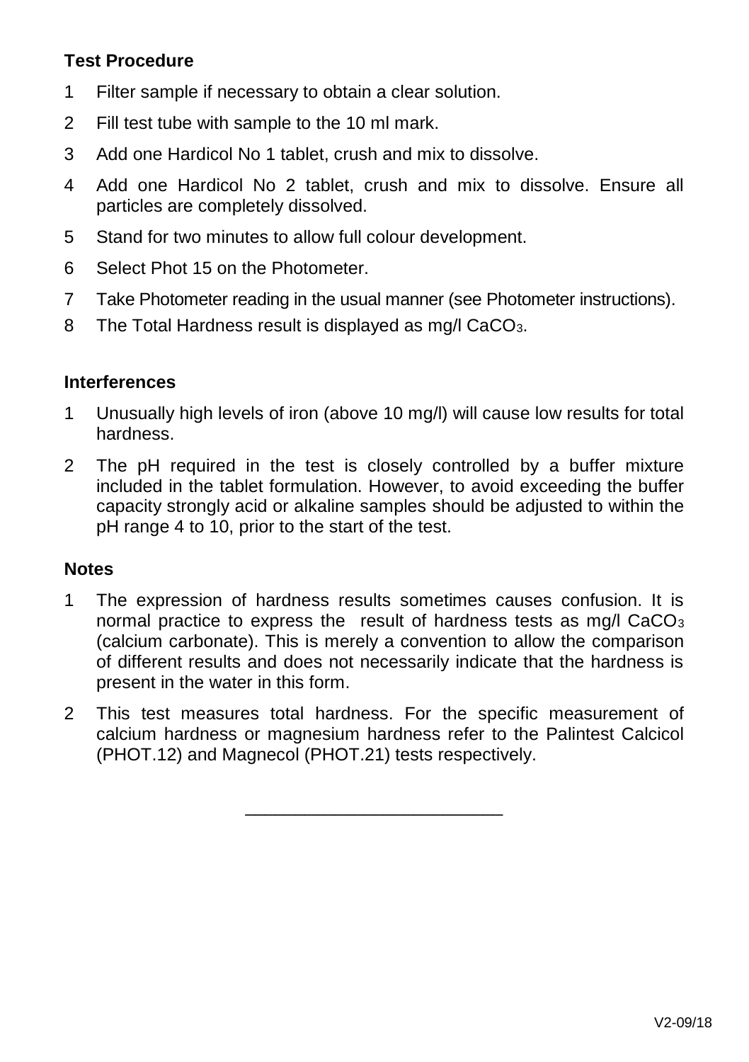## Test Procedure

1. Filter sample if necessary to obtain a clear solution.
2. Fill test tube with sample to the 10 ml mark.
3. Add one Hardicol No 1 tablet, crush and mix to dissolve.
4. Add one Hardicol No 2 tablet, crush and mix to dissolve. Ensure all particles are completely dissolved.
5. Stand for two minutes to allow full colour development.
6. Select Phot 15 on the Photometer.
7. Take Photometer reading in the usual manner (see Photometer instructions).
8. The Total Hardness result is displayed as mg/l $CaCO_3$.

## Interferences

1. Unusually high levels of iron (above 10 mg/l) will cause low results for total hardness.
2. The pH required in the test is closely controlled by a buffer mixture included in the tablet formulation. However, to avoid exceeding the buffer capacity strongly acid or alkaline samples should be adjusted to within the pH range 4 to 10, prior to the start of the test.

## Notes

1. The expression of hardness results sometimes causes confusion. It is normal practice to express the result of hardness tests as mg/l $CaCO_3$ (calcium carbonate). This is merely a convention to allow the comparison of different results and does not necessarily indicate that the hardness is present in the water in this form.
2. This test measures total hardness. For the specific measurement of calcium hardness or magnesium hardness refer to the Palintest Calcicol (PHOT.12) and Magnecol (PHOT.21) tests respectively.

---

V2-09/18